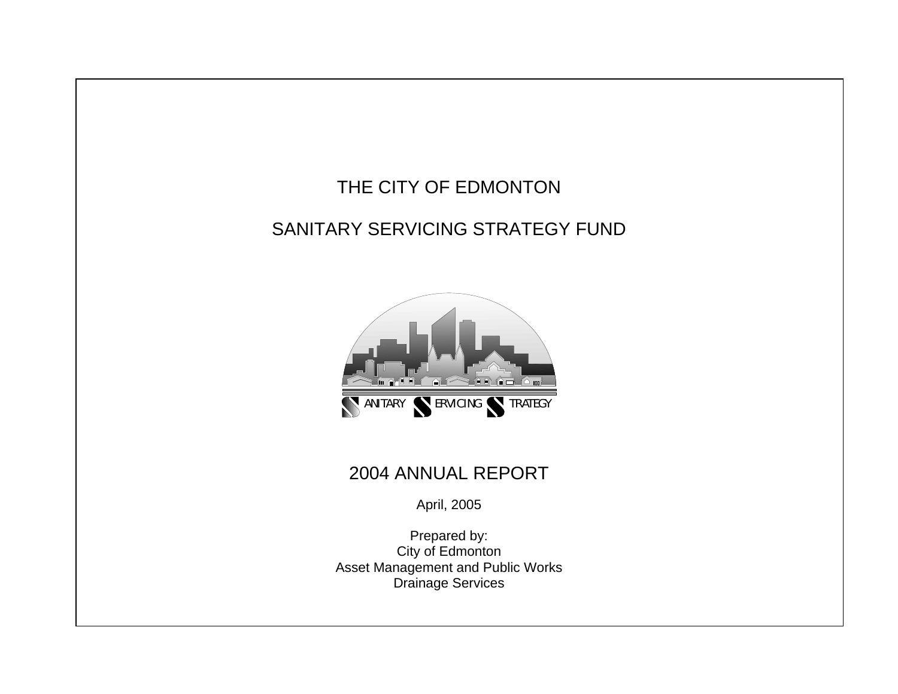# THE CITY OF EDMONTON

# SANITARY SERVICING STRATEGY FUND

SANITARY SERVICING STRATEGY

## 2004 ANNUAL REPORT

April, 2005

Prepared by:
City of Edmonton
Asset Management and Public Works
Drainage Services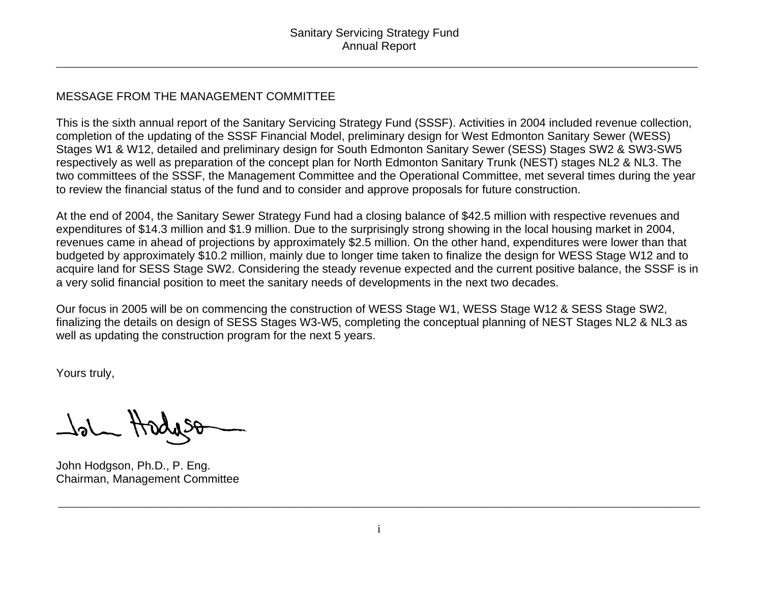## MESSAGE FROM THE MANAGEMENT COMMITTEE

This is the sixth annual report of the Sanitary Servicing Strategy Fund (SSSF). Activities in 2004 included revenue collection, completion of the updating of the SSSF Financial Model, preliminary design for West Edmonton Sanitary Sewer (WESS) Stages W1 & W12, detailed and preliminary design for South Edmonton Sanitary Sewer (SESS) Stages SW2 & SW3-SW5 respectively as well as preparation of the concept plan for North Edmonton Sanitary Trunk (NEST) stages NL2 & NL3. The two committees of the SSSF, the Management Committee and the Operational Committee, met several times during the year to review the financial status of the fund and to consider and approve proposals for future construction.

At the end of 2004, the Sanitary Sewer Strategy Fund had a closing balance of $42.5 million with respective revenues and expenditures of $14.3 million and $1.9 million. Due to the surprisingly strong showing in the local housing market in 2004, revenues came in ahead of projections by approximately $2.5 million. On the other hand, expenditures were lower than that budgeted by approximately $10.2 million, mainly due to longer time taken to finalize the design for WESS Stage W12 and to acquire land for SESS Stage SW2. Considering the steady revenue expected and the current positive balance, the SSSF is in a very solid financial position to meet the sanitary needs of developments in the next two decades.

Our focus in 2005 will be on commencing the construction of WESS Stage W1, WESS Stage W12 & SESS Stage SW2, finalizing the details on design of SESS Stages W3-W5, completing the conceptual planning of NEST Stages NL2 & NL3 as well as updating the construction program for the next 5 years.

Yours truly,

John Hodgson, Ph.D., P. Eng.
Chairman, Management Committee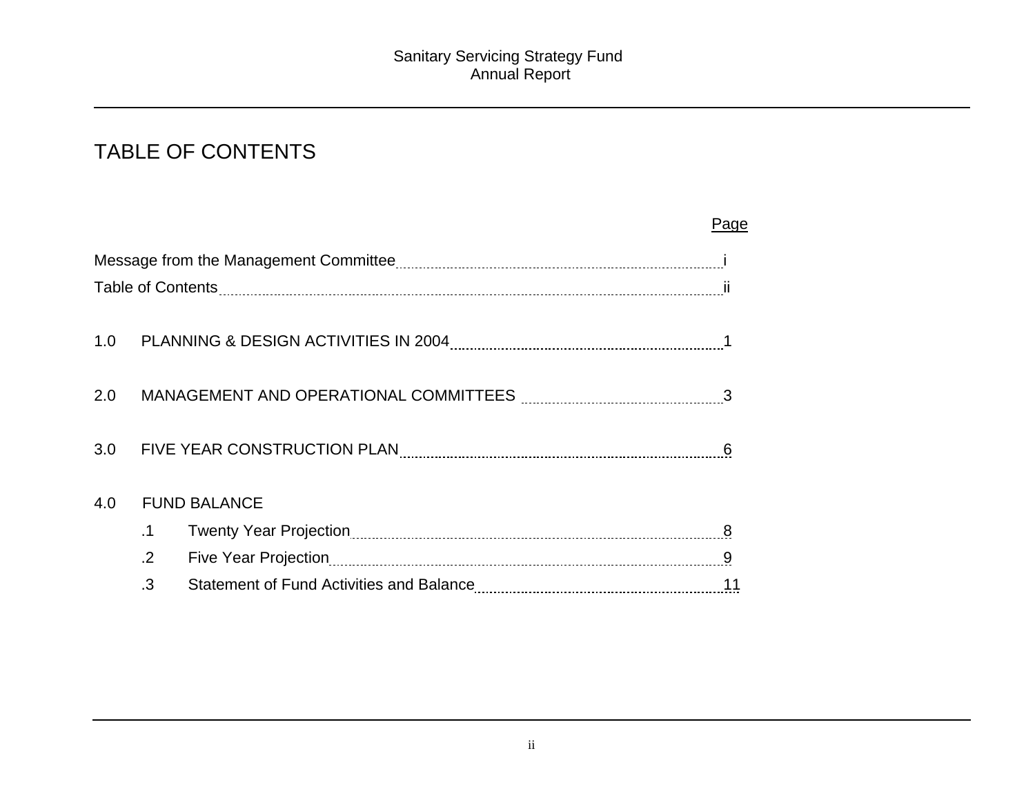# TABLE OF CONTENTS

| | Page |
|---|---|
| Message from the Management Committee | i |
| Table of Contents | ii |
| 1.0 PLANNING & DESIGN ACTIVITIES IN 2004 | 1 |
| 2.0 MANAGEMENT AND OPERATIONAL COMMITTEES | 3 |
| 3.0 FIVE YEAR CONSTRUCTION PLAN | 6 |
| 4.0 FUND BALANCE | |
| .1 Twenty Year Projection | 8 |
| .2 Five Year Projection | 9 |
| .3 Statement of Fund Activities and Balance | 11 |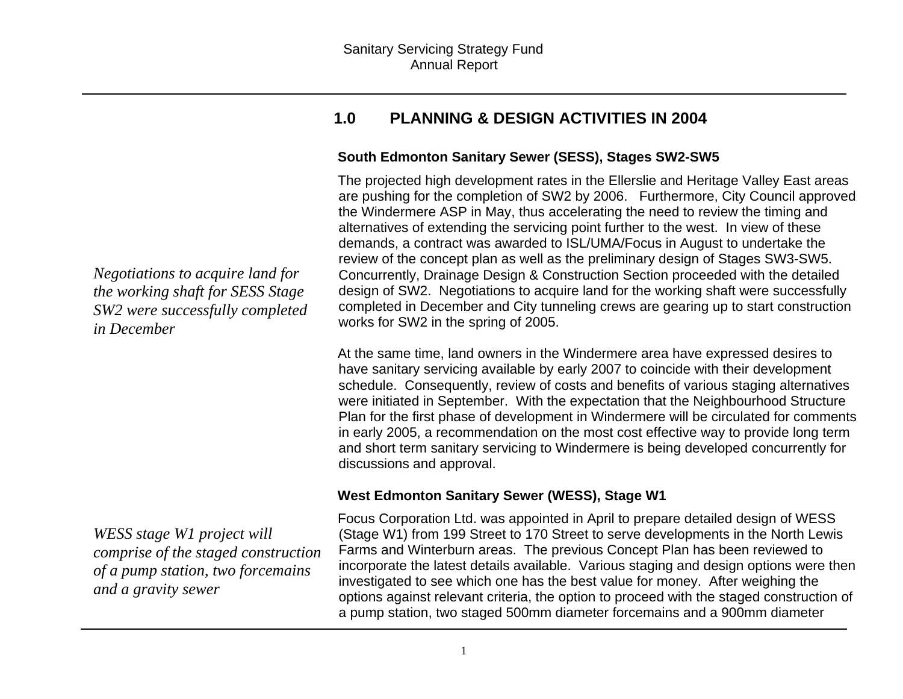## 1.0 PLANNING & DESIGN ACTIVITIES IN 2004

### South Edmonton Sanitary Sewer (SESS), Stages SW2-SW5

*Negotiations to acquire land for the working shaft for SESS Stage SW2 were successfully completed in December*

The projected high development rates in the Ellerslie and Heritage Valley East areas are pushing for the completion of SW2 by 2006. Furthermore, City Council approved the Windermere ASP in May, thus accelerating the need to review the timing and alternatives of extending the servicing point further to the west. In view of these demands, a contract was awarded to ISL/UMA/Focus in August to undertake the review of the concept plan as well as the preliminary design of Stages SW3-SW5. Concurrently, Drainage Design & Construction Section proceeded with the detailed design of SW2. Negotiations to acquire land for the working shaft were successfully completed in December and City tunneling crews are gearing up to start construction works for SW2 in the spring of 2005.

At the same time, land owners in the Windermere area have expressed desires to have sanitary servicing available by early 2007 to coincide with their development schedule. Consequently, review of costs and benefits of various staging alternatives were initiated in September. With the expectation that the Neighbourhood Structure Plan for the first phase of development in Windermere will be circulated for comments in early 2005, a recommendation on the most cost effective way to provide long term and short term sanitary servicing to Windermere is being developed concurrently for discussions and approval.

### West Edmonton Sanitary Sewer (WESS), Stage W1

*WESS stage W1 project will comprise of the staged construction of a pump station, two forcemains and a gravity sewer*

Focus Corporation Ltd. was appointed in April to prepare detailed design of WESS (Stage W1) from 199 Street to 170 Street to serve developments in the North Lewis Farms and Winterburn areas. The previous Concept Plan has been reviewed to incorporate the latest details available. Various staging and design options were then investigated to see which one has the best value for money. After weighing the options against relevant criteria, the option to proceed with the staged construction of a pump station, two staged 500mm diameter forcemains and a 900mm diameter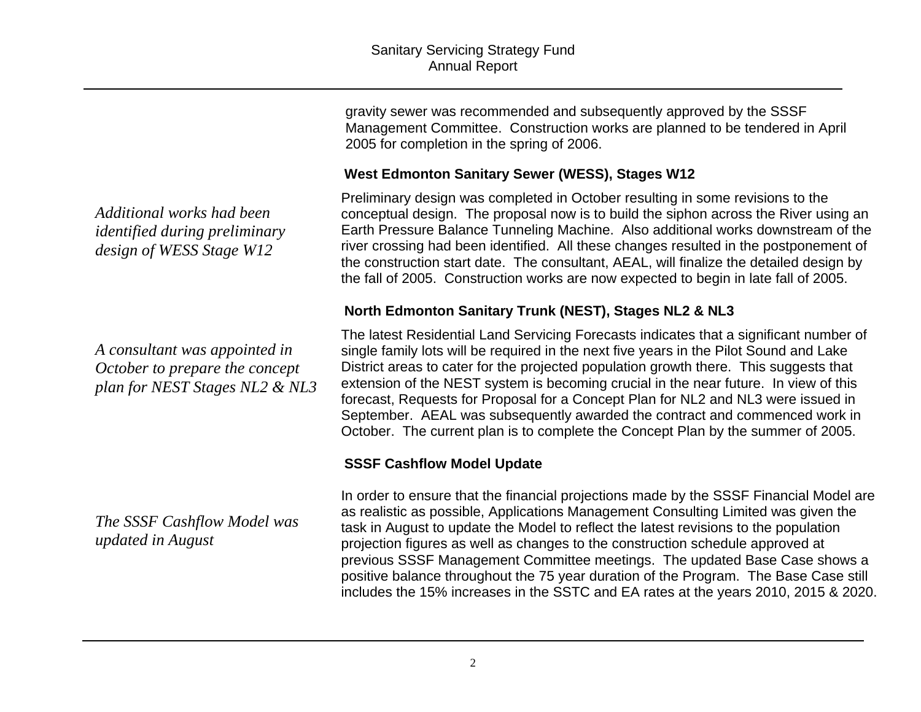gravity sewer was recommended and subsequently approved by the SSSF Management Committee. Construction works are planned to be tendered in April 2005 for completion in the spring of 2006.

### West Edmonton Sanitary Sewer (WESS), Stages W12

*Additional works had been identified during preliminary design of WESS Stage W12*

Preliminary design was completed in October resulting in some revisions to the conceptual design. The proposal now is to build the siphon across the River using an Earth Pressure Balance Tunneling Machine. Also additional works downstream of the river crossing had been identified. All these changes resulted in the postponement of the construction start date. The consultant, AEAL, will finalize the detailed design by the fall of 2005. Construction works are now expected to begin in late fall of 2005.

### North Edmonton Sanitary Trunk (NEST), Stages NL2 & NL3

*A consultant was appointed in October to prepare the concept plan for NEST Stages NL2 & NL3*

The latest Residential Land Servicing Forecasts indicates that a significant number of single family lots will be required in the next five years in the Pilot Sound and Lake District areas to cater for the projected population growth there. This suggests that extension of the NEST system is becoming crucial in the near future. In view of this forecast, Requests for Proposal for a Concept Plan for NL2 and NL3 were issued in September. AEAL was subsequently awarded the contract and commenced work in October. The current plan is to complete the Concept Plan by the summer of 2005.

### SSSF Cashflow Model Update

*The SSSF Cashflow Model was updated in August*

In order to ensure that the financial projections made by the SSSF Financial Model are as realistic as possible, Applications Management Consulting Limited was given the task in August to update the Model to reflect the latest revisions to the population projection figures as well as changes to the construction schedule approved at previous SSSF Management Committee meetings. The updated Base Case shows a positive balance throughout the 75 year duration of the Program. The Base Case still includes the 15% increases in the SSTC and EA rates at the years 2010, 2015 & 2020.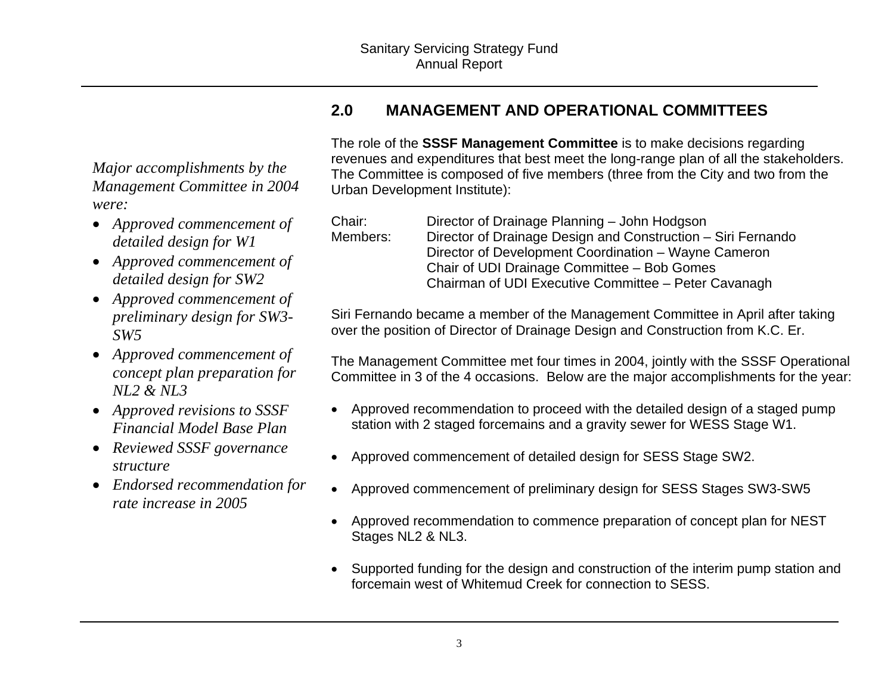## 2.0 MANAGEMENT AND OPERATIONAL COMMITTEES

*Major accomplishments by the Management Committee in 2004 were:*

- *Approved commencement of detailed design for W1*
- *Approved commencement of detailed design for SW2*
- *Approved commencement of preliminary design for SW3-SW5*
- *Approved commencement of concept plan preparation for NL2 & NL3*
- *Approved revisions to SSSF Financial Model Base Plan*
- *Reviewed SSSF governance structure*
- *Endorsed recommendation for rate increase in 2005*

The role of the **SSSF Management Committee** is to make decisions regarding revenues and expenditures that best meet the long-range plan of all the stakeholders. The Committee is composed of five members (three from the City and two from the Urban Development Institute):

| | |
|---|---|
| Chair: | Director of Drainage Planning – John Hodgson |
| Members: | Director of Drainage Design and Construction – Siri Fernando |
| | Director of Development Coordination – Wayne Cameron |
| | Chair of UDI Drainage Committee – Bob Gomes |
| | Chairman of UDI Executive Committee – Peter Cavanagh |

Siri Fernando became a member of the Management Committee in April after taking over the position of Director of Drainage Design and Construction from K.C. Er.

The Management Committee met four times in 2004, jointly with the SSSF Operational Committee in 3 of the 4 occasions. Below are the major accomplishments for the year:

- Approved recommendation to proceed with the detailed design of a staged pump station with 2 staged forcemains and a gravity sewer for WESS Stage W1.
- Approved commencement of detailed design for SESS Stage SW2.
- Approved commencement of preliminary design for SESS Stages SW3-SW5
- Approved recommendation to commence preparation of concept plan for NEST Stages NL2 & NL3.
- Supported funding for the design and construction of the interim pump station and forcemain west of Whitemud Creek for connection to SESS.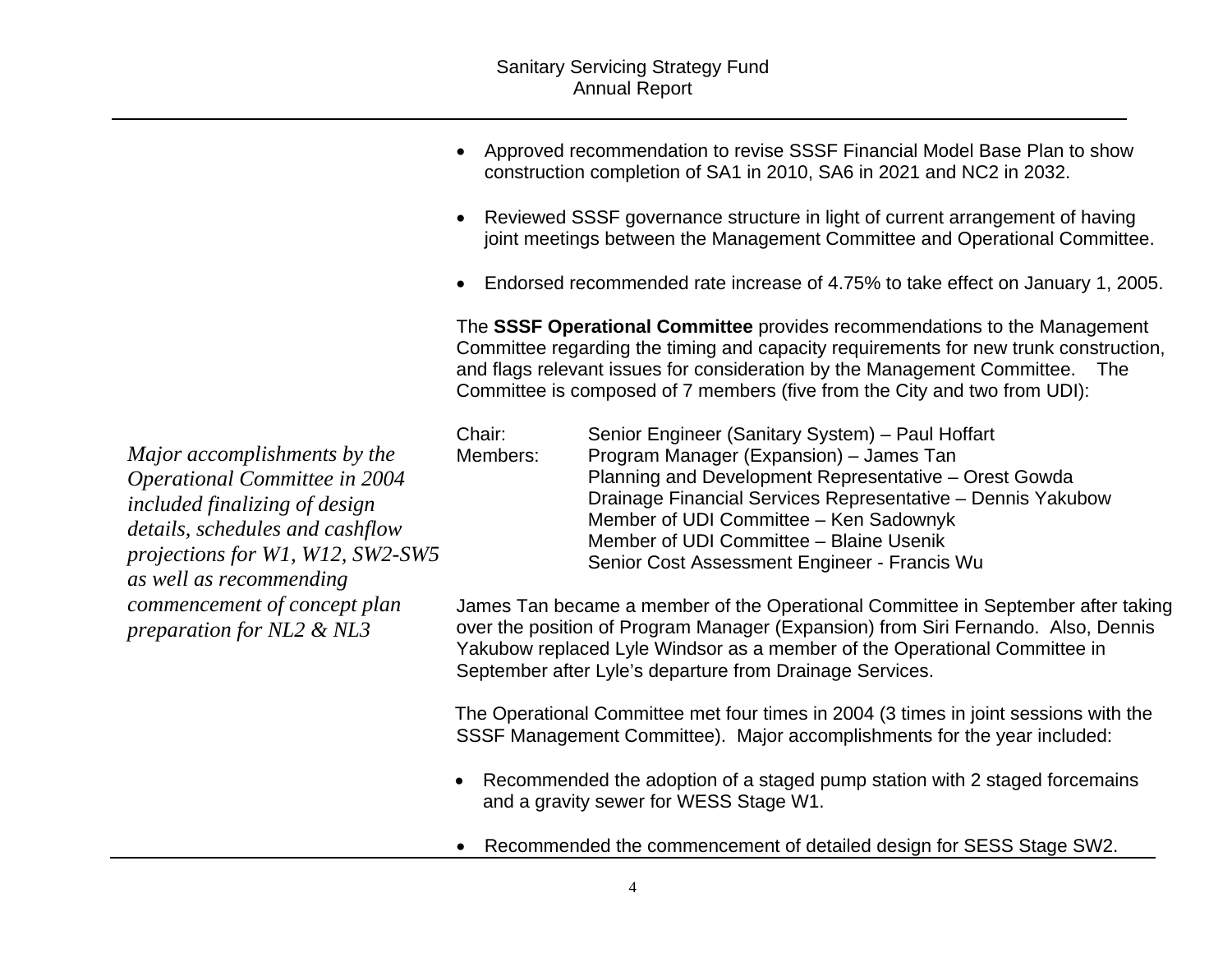- Approved recommendation to revise SSSF Financial Model Base Plan to show construction completion of SA1 in 2010, SA6 in 2021 and NC2 in 2032.

- Reviewed SSSF governance structure in light of current arrangement of having joint meetings between the Management Committee and Operational Committee.

- Endorsed recommended rate increase of 4.75% to take effect on January 1, 2005.

The **SSSF Operational Committee** provides recommendations to the Management Committee regarding the timing and capacity requirements for new trunk construction, and flags relevant issues for consideration by the Management Committee. The Committee is composed of 7 members (five from the City and two from UDI):

*Major accomplishments by the Operational Committee in 2004 included finalizing of design details, schedules and cashflow projections for W1, W12, SW2-SW5 as well as recommending commencement of concept plan preparation for NL2 & NL3*

| | |
|---|---|
| Chair: | Senior Engineer (Sanitary System) – Paul Hoffart |
| Members: | Program Manager (Expansion) – James Tan |
| | Planning and Development Representative – Orest Gowda |
| | Drainage Financial Services Representative – Dennis Yakubow |
| | Member of UDI Committee – Ken Sadownyk |
| | Member of UDI Committee – Blaine Usenik |
| | Senior Cost Assessment Engineer - Francis Wu |

James Tan became a member of the Operational Committee in September after taking over the position of Program Manager (Expansion) from Siri Fernando. Also, Dennis Yakubow replaced Lyle Windsor as a member of the Operational Committee in September after Lyle's departure from Drainage Services.

The Operational Committee met four times in 2004 (3 times in joint sessions with the SSSF Management Committee). Major accomplishments for the year included:

- Recommended the adoption of a staged pump station with 2 staged forcemains and a gravity sewer for WESS Stage W1.

- Recommended the commencement of detailed design for SESS Stage SW2.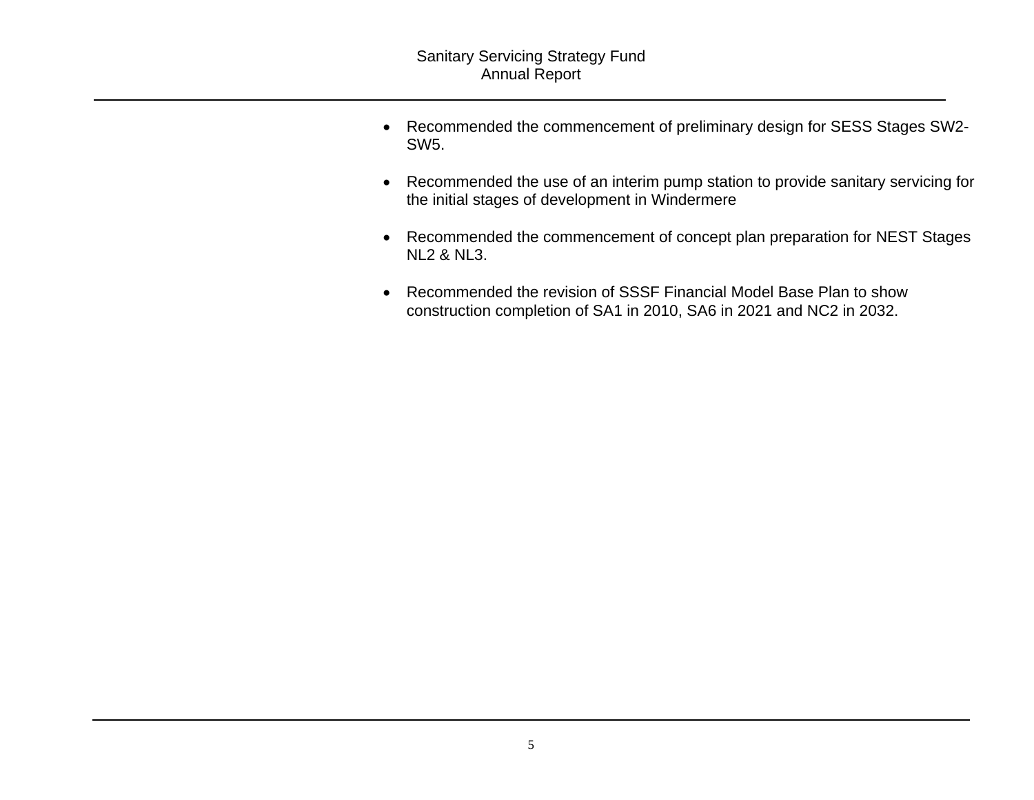- Recommended the commencement of preliminary design for SESS Stages SW2-SW5.

- Recommended the use of an interim pump station to provide sanitary servicing for the initial stages of development in Windermere

- Recommended the commencement of concept plan preparation for NEST Stages NL2 & NL3.

- Recommended the revision of SSSF Financial Model Base Plan to show construction completion of SA1 in 2010, SA6 in 2021 and NC2 in 2032.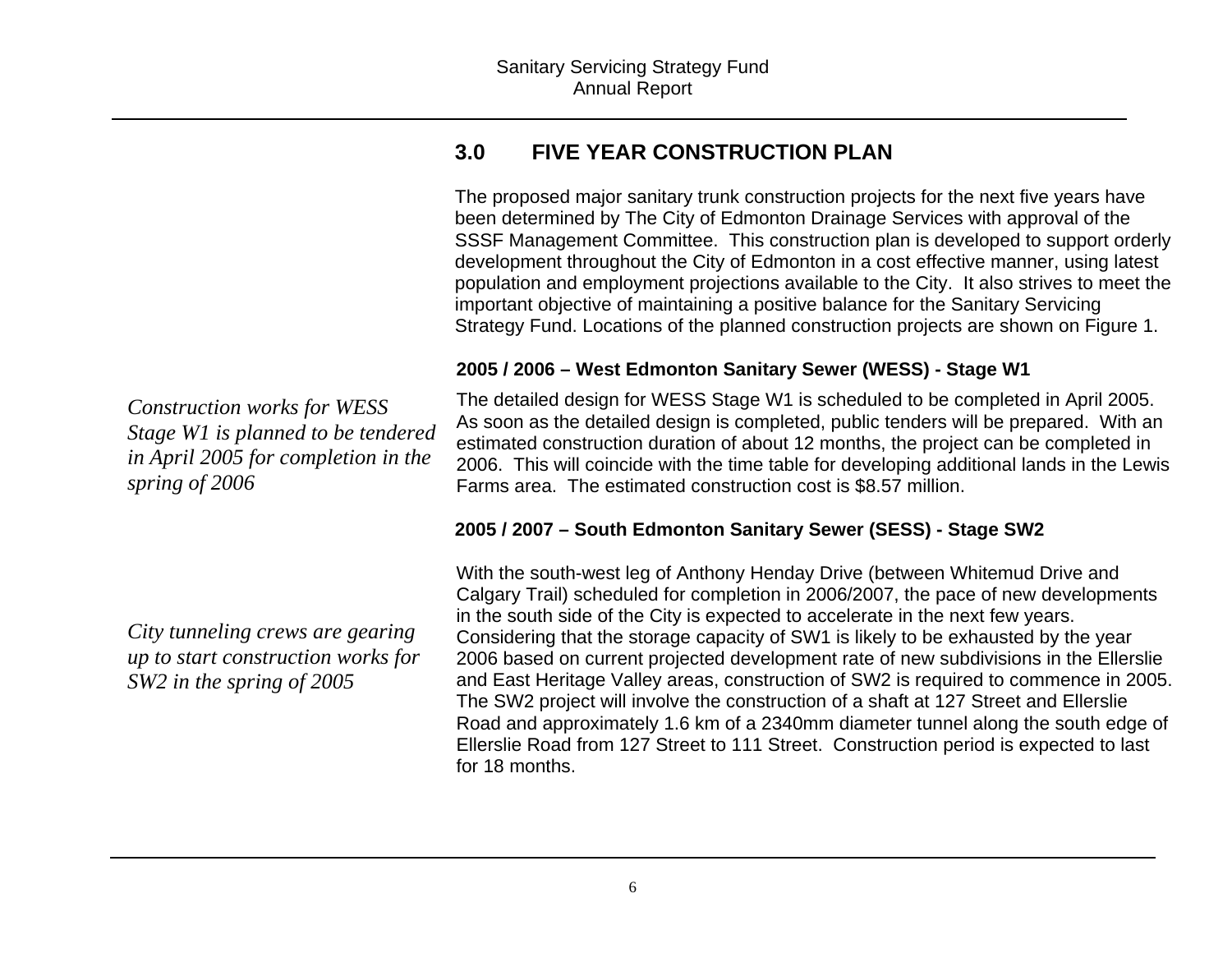## 3.0 FIVE YEAR CONSTRUCTION PLAN

The proposed major sanitary trunk construction projects for the next five years have been determined by The City of Edmonton Drainage Services with approval of the SSSF Management Committee. This construction plan is developed to support orderly development throughout the City of Edmonton in a cost effective manner, using latest population and employment projections available to the City. It also strives to meet the important objective of maintaining a positive balance for the Sanitary Servicing Strategy Fund. Locations of the planned construction projects are shown on Figure 1.

**2005 / 2006 – West Edmonton Sanitary Sewer (WESS) - Stage W1**

*Construction works for WESS Stage W1 is planned to be tendered in April 2005 for completion in the spring of 2006*

The detailed design for WESS Stage W1 is scheduled to be completed in April 2005. As soon as the detailed design is completed, public tenders will be prepared. With an estimated construction duration of about 12 months, the project can be completed in 2006. This will coincide with the time table for developing additional lands in the Lewis Farms area. The estimated construction cost is $8.57 million.

**2005 / 2007 – South Edmonton Sanitary Sewer (SESS) - Stage SW2**

*City tunneling crews are gearing up to start construction works for SW2 in the spring of 2005*

With the south-west leg of Anthony Henday Drive (between Whitemud Drive and Calgary Trail) scheduled for completion in 2006/2007, the pace of new developments in the south side of the City is expected to accelerate in the next few years. Considering that the storage capacity of SW1 is likely to be exhausted by the year 2006 based on current projected development rate of new subdivisions in the Ellerslie and East Heritage Valley areas, construction of SW2 is required to commence in 2005. The SW2 project will involve the construction of a shaft at 127 Street and Ellerslie Road and approximately 1.6 km of a 2340mm diameter tunnel along the south edge of Ellerslie Road from 127 Street to 111 Street. Construction period is expected to last for 18 months.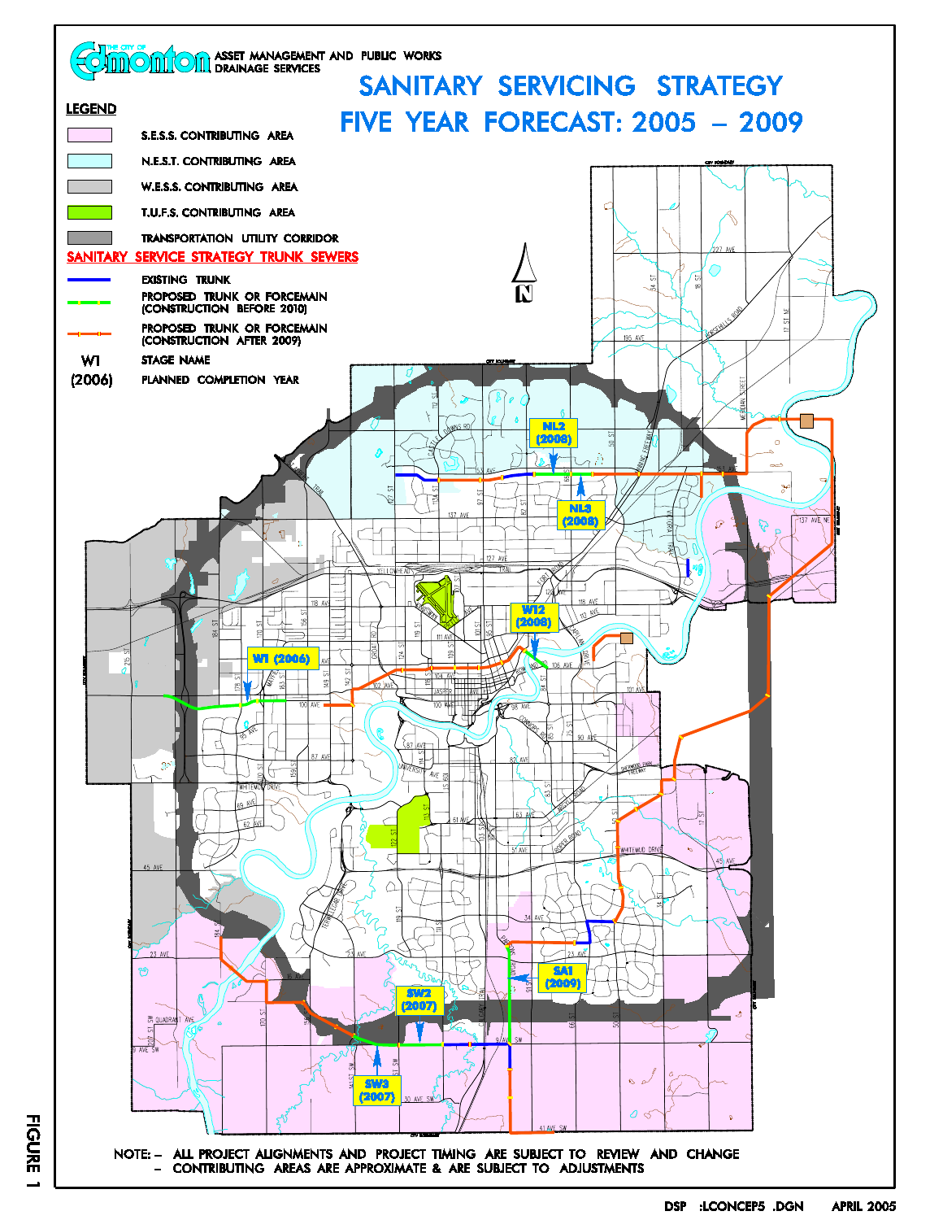**THE CITY OF Edmonton** ASSET MANAGEMENT AND PUBLIC WORKS
DRAINAGE SERVICES

# SANITARY SERVICING STRATEGY
# FIVE YEAR FORECAST: 2005 – 2009

**LEGEND**

- S.E.S.S. CONTRIBUTING AREA
- N.E.S.T. CONTRIBUTING AREA
- W.E.S.S. CONTRIBUTING AREA
- T.U.F.S. CONTRIBUTING AREA
- TRANSPORTATION UTILITY CORRIDOR

**SANITARY SERVICE STRATEGY TRUNK SEWERS**

- EXISTING TRUNK
- PROPOSED TRUNK OR FORCEMAIN (CONSTRUCTION BEFORE 2010)
- PROPOSED TRUNK OR FORCEMAIN (CONSTRUCTION AFTER 2009)
- W1 — STAGE NAME
- (2006) — PLANNED COMPLETION YEAR

NL2 (2008)

NL3 (2008)

W12 (2008)

W1 (2006)

SA1 (2009)

SW2 (2007)

SW3 (2007)

NOTE: – ALL PROJECT ALIGNMENTS AND PROJECT TIMING ARE SUBJECT TO REVIEW AND CHANGE
– CONTRIBUTING AREAS ARE APPROXIMATE & ARE SUBJECT TO ADJUSTMENTS

FIGURE 1

DSP :LCONCEP5 .DGN APRIL 2005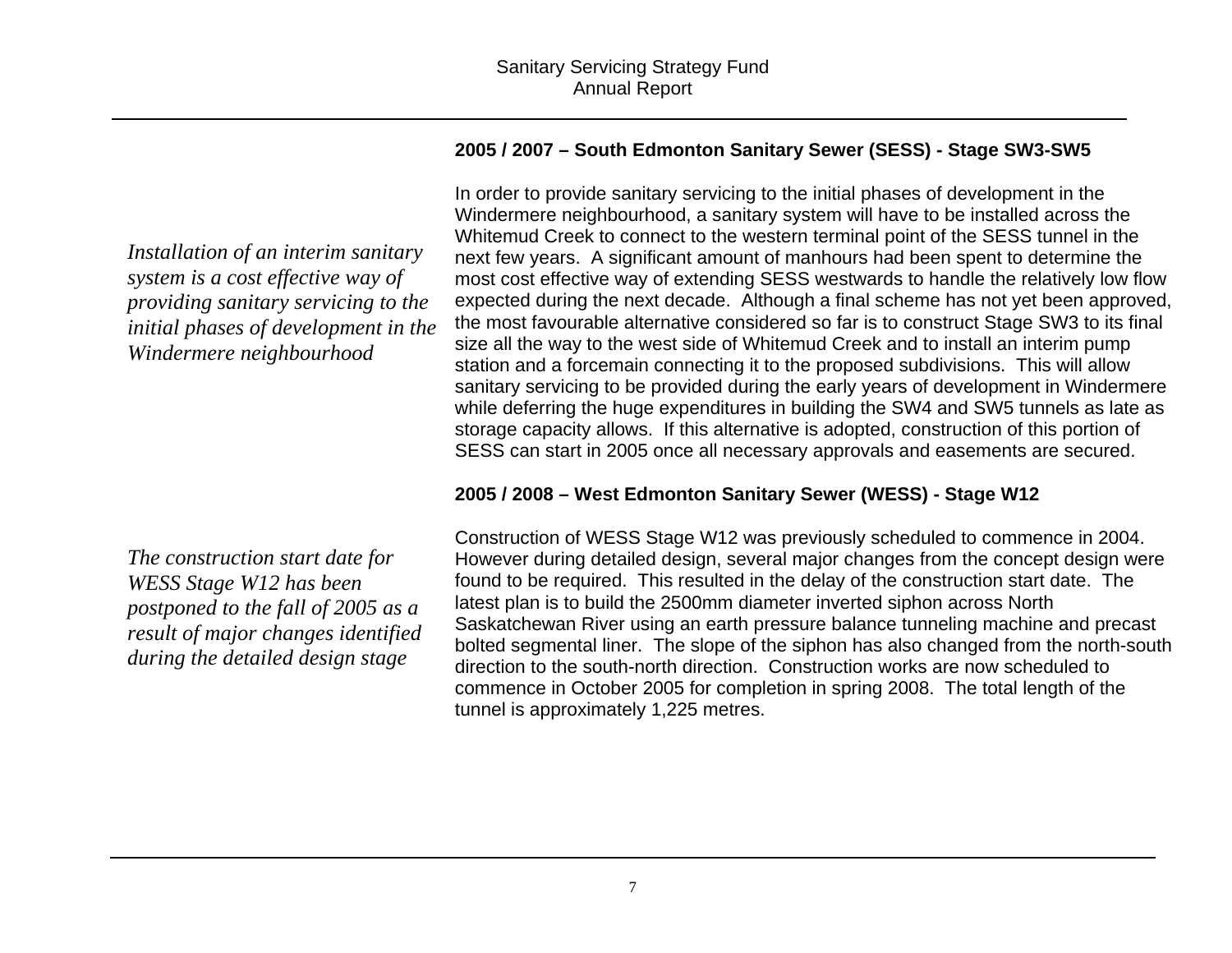### 2005 / 2007 – South Edmonton Sanitary Sewer (SESS) - Stage SW3-SW5

*Installation of an interim sanitary system is a cost effective way of providing sanitary servicing to the initial phases of development in the Windermere neighbourhood*

In order to provide sanitary servicing to the initial phases of development in the Windermere neighbourhood, a sanitary system will have to be installed across the Whitemud Creek to connect to the western terminal point of the SESS tunnel in the next few years. A significant amount of manhours had been spent to determine the most cost effective way of extending SESS westwards to handle the relatively low flow expected during the next decade. Although a final scheme has not yet been approved, the most favourable alternative considered so far is to construct Stage SW3 to its final size all the way to the west side of Whitemud Creek and to install an interim pump station and a forcemain connecting it to the proposed subdivisions. This will allow sanitary servicing to be provided during the early years of development in Windermere while deferring the huge expenditures in building the SW4 and SW5 tunnels as late as storage capacity allows. If this alternative is adopted, construction of this portion of SESS can start in 2005 once all necessary approvals and easements are secured.

### 2005 / 2008 – West Edmonton Sanitary Sewer (WESS) - Stage W12

*The construction start date for WESS Stage W12 has been postponed to the fall of 2005 as a result of major changes identified during the detailed design stage*

Construction of WESS Stage W12 was previously scheduled to commence in 2004. However during detailed design, several major changes from the concept design were found to be required. This resulted in the delay of the construction start date. The latest plan is to build the 2500mm diameter inverted siphon across North Saskatchewan River using an earth pressure balance tunneling machine and precast bolted segmental liner. The slope of the siphon has also changed from the north-south direction to the south-north direction. Construction works are now scheduled to commence in October 2005 for completion in spring 2008. The total length of the tunnel is approximately 1,225 metres.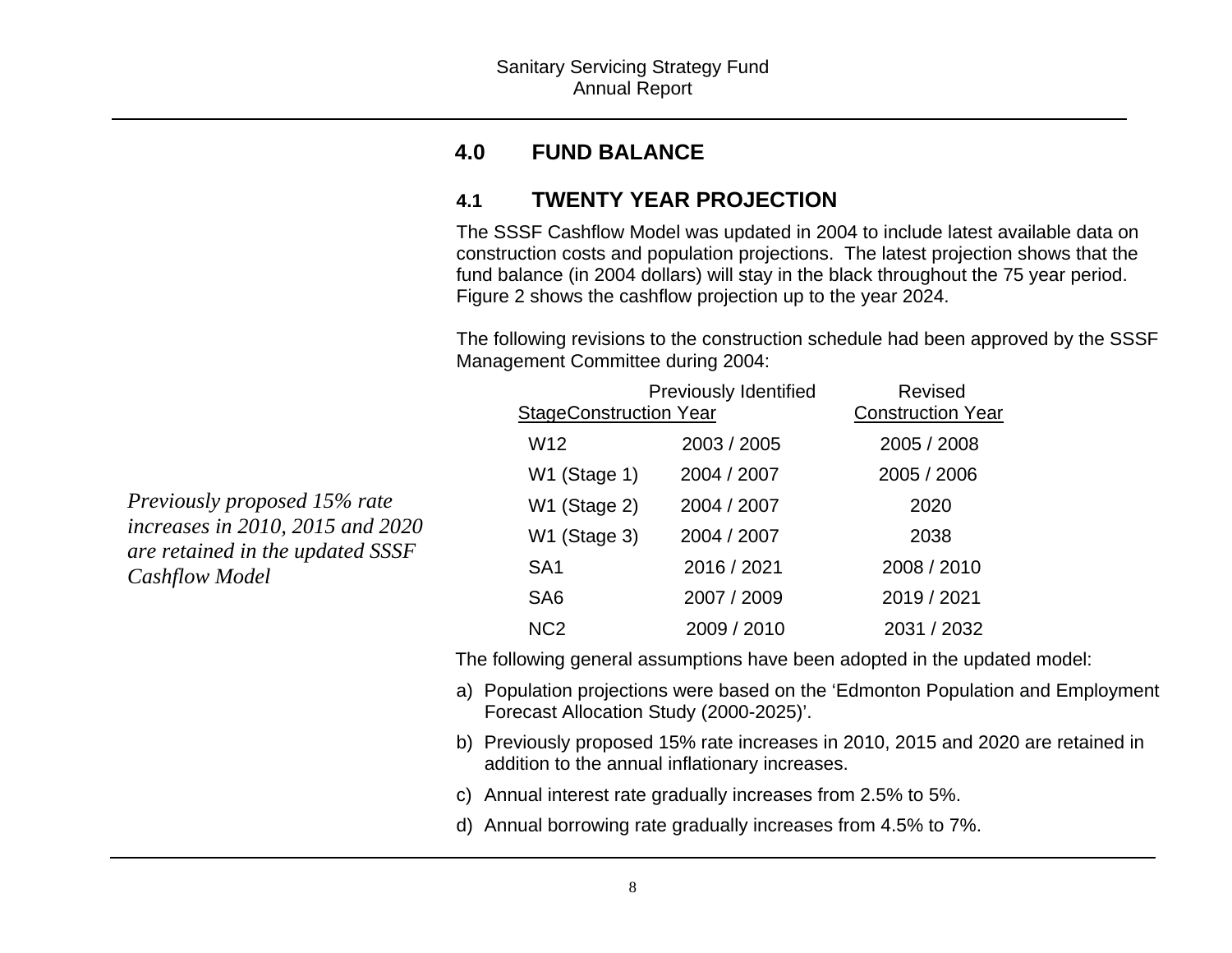## 4.0 FUND BALANCE

### 4.1 TWENTY YEAR PROJECTION

The SSSF Cashflow Model was updated in 2004 to include latest available data on construction costs and population projections. The latest projection shows that the fund balance (in 2004 dollars) will stay in the black throughout the 75 year period. Figure 2 shows the cashflow projection up to the year 2024.

The following revisions to the construction schedule had been approved by the SSSF Management Committee during 2004:

*Previously proposed 15% rate increases in 2010, 2015 and 2020 are retained in the updated SSSF Cashflow Model*

| Stage | Previously Identified Construction Year | Revised Construction Year |
|---|---|---|
| W12 | 2003 / 2005 | 2005 / 2008 |
| W1 (Stage 1) | 2004 / 2007 | 2005 / 2006 |
| W1 (Stage 2) | 2004 / 2007 | 2020 |
| W1 (Stage 3) | 2004 / 2007 | 2038 |
| SA1 | 2016 / 2021 | 2008 / 2010 |
| SA6 | 2007 / 2009 | 2019 / 2021 |
| NC2 | 2009 / 2010 | 2031 / 2032 |

The following general assumptions have been adopted in the updated model:

a) Population projections were based on the 'Edmonton Population and Employment Forecast Allocation Study (2000-2025)'.

b) Previously proposed 15% rate increases in 2010, 2015 and 2020 are retained in addition to the annual inflationary increases.

c) Annual interest rate gradually increases from 2.5% to 5%.

d) Annual borrowing rate gradually increases from 4.5% to 7%.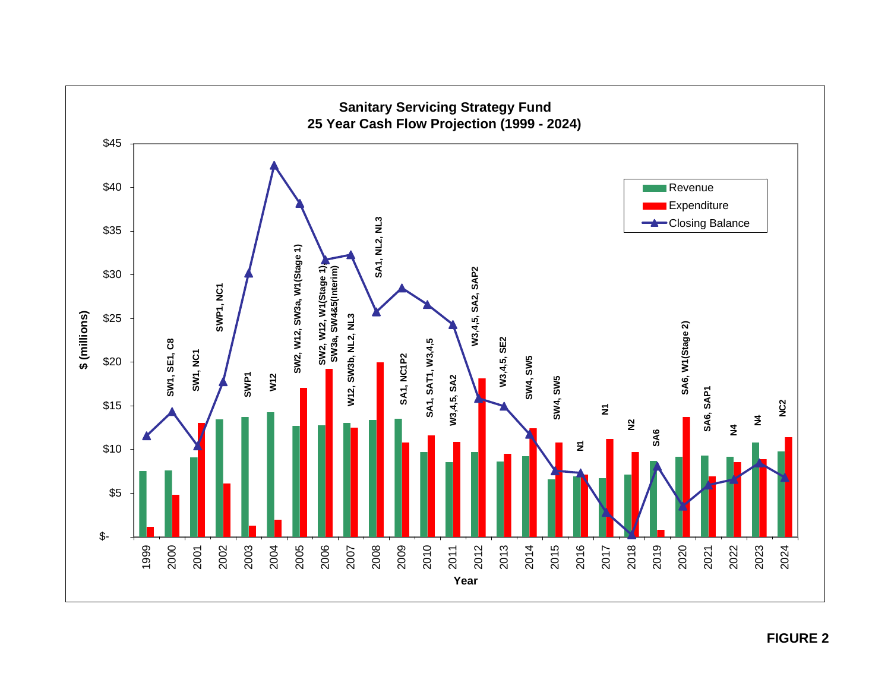## Sanitary Servicing Strategy Fund
## 25 Year Cash Flow Projection (1999 - 2024)

| Year | Projects |
|---|---|
| 1999 | |
| 2000 | SW1, SE1, C8 |
| 2001 | SW1, NC1 |
| 2002 | SWP1, NC1 |
| 2003 | SWP1 |
| 2004 | W12 |
| 2005 | SW2, W12, SW3a, W1(Stage 1) |
| 2006 | SW2, W12, W1(Stage 1) SW3a, SW4&5(Interim) |
| 2007 | W12, SW3b, NL2, NL3 |
| 2008 | SA1, NL2, NL3 |
| 2009 | SA1, NC1P2 |
| 2010 | SA1, SAT1, W3,4,5 |
| 2011 | W3,4,5, SA2 |
| 2012 | W3,4,5, SA2, SAP2 |
| 2013 | W3,4,5, SE2 |
| 2014 | SW4, SW5 |
| 2015 | SW4, SW5 |
| 2016 | N1 |
| 2017 | N1 |
| 2018 | N2 |
| 2019 | SA6 |
| 2020 | SA6, W1(Stage 2) |
| 2021 | SA6, SAP1 |
| 2022 | N4 |
| 2023 | N4 |
| 2024 | NC2 |

Legend: Revenue; Expenditure; Closing Balance

Y-axis: $ (millions), $- to $45
X-axis: Year

**FIGURE 2**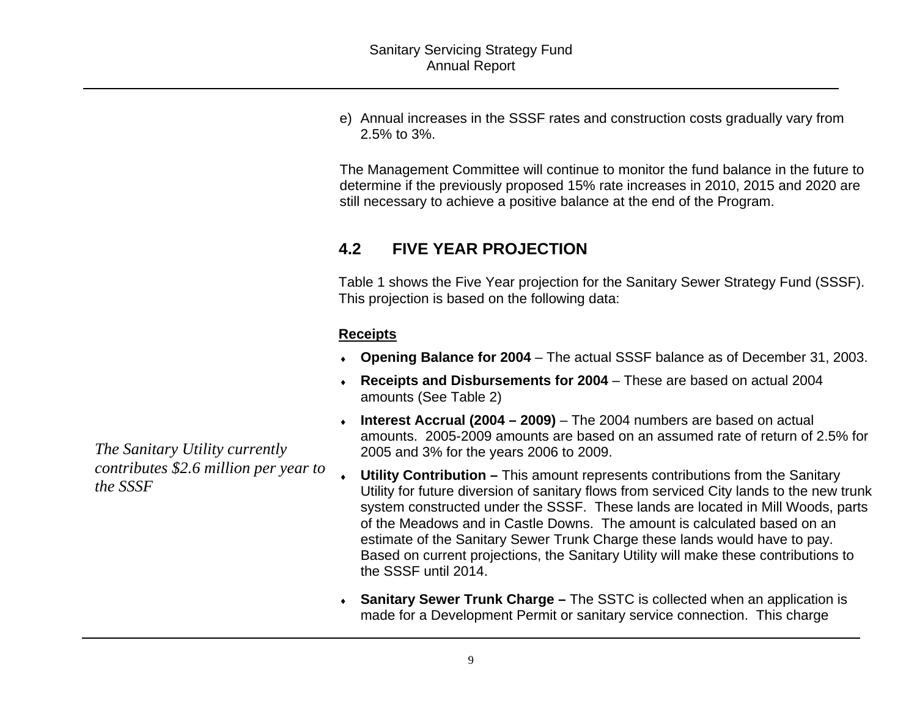e) Annual increases in the SSSF rates and construction costs gradually vary from 2.5% to 3%.

The Management Committee will continue to monitor the fund balance in the future to determine if the previously proposed 15% rate increases in 2010, 2015 and 2020 are still necessary to achieve a positive balance at the end of the Program.

## 4.2 FIVE YEAR PROJECTION

Table 1 shows the Five Year projection for the Sanitary Sewer Strategy Fund (SSSF). This projection is based on the following data:

**Receipts**

- **Opening Balance for 2004** – The actual SSSF balance as of December 31, 2003.
- **Receipts and Disbursements for 2004** – These are based on actual 2004 amounts (See Table 2)
- **Interest Accrual (2004 – 2009)** – The 2004 numbers are based on actual amounts. 2005-2009 amounts are based on an assumed rate of return of 2.5% for 2005 and 3% for the years 2006 to 2009.

*The Sanitary Utility currently contributes $2.6 million per year to the SSSF*

- **Utility Contribution –** This amount represents contributions from the Sanitary Utility for future diversion of sanitary flows from serviced City lands to the new trunk system constructed under the SSSF. These lands are located in Mill Woods, parts of the Meadows and in Castle Downs. The amount is calculated based on an estimate of the Sanitary Sewer Trunk Charge these lands would have to pay. Based on current projections, the Sanitary Utility will make these contributions to the SSSF until 2014.
- **Sanitary Sewer Trunk Charge –** The SSTC is collected when an application is made for a Development Permit or sanitary service connection. This charge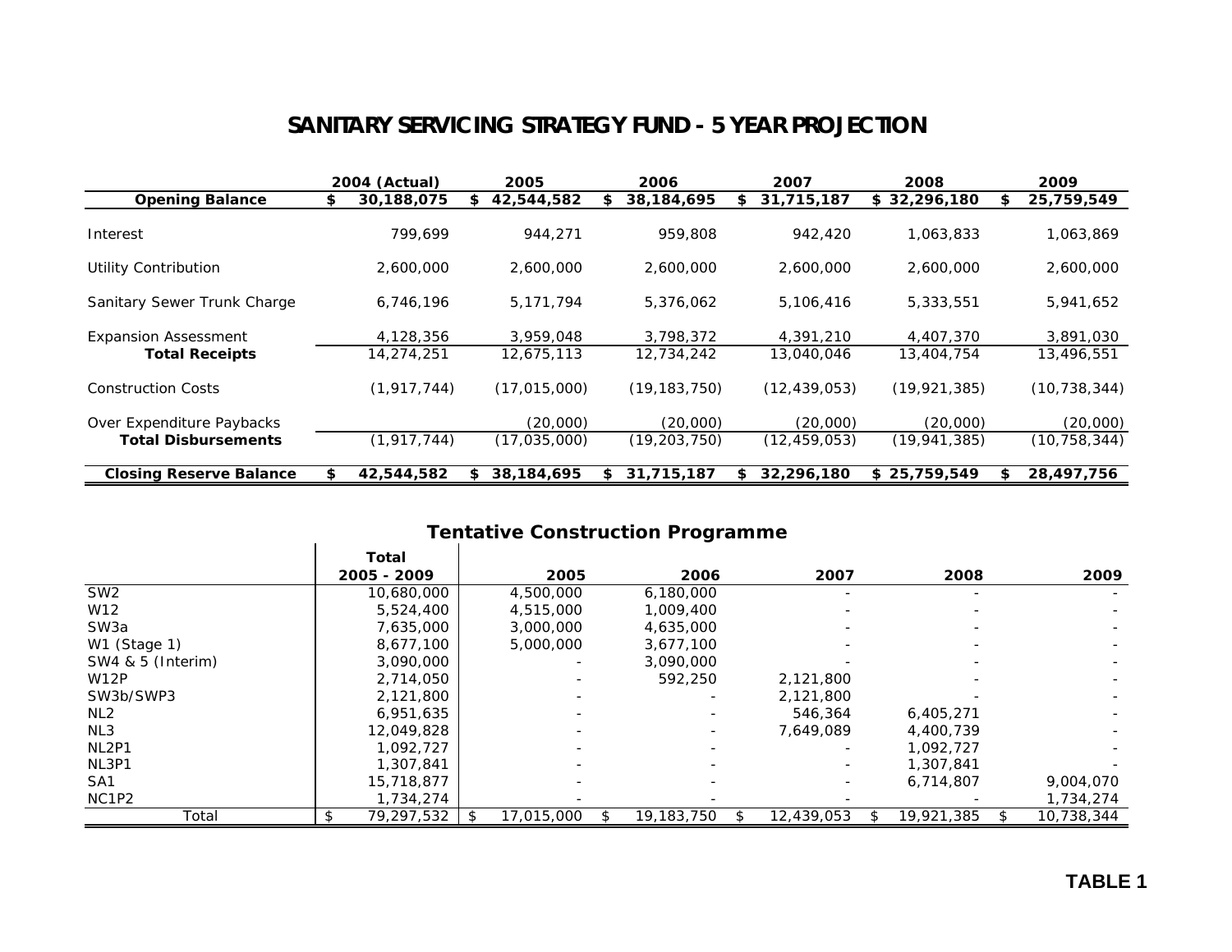# SANITARY SERVICING STRATEGY FUND - 5 YEAR PROJECTION

| | 2004 (Actual) | 2005 | 2006 | 2007 | 2008 | 2009 |
|---|---|---|---|---|---|---|
| **Opening Balance** | **$ 30,188,075** | **$ 42,544,582** | **$ 38,184,695** | **$ 31,715,187** | **$ 32,296,180** | **$ 25,759,549** |
| Interest | 799,699 | 944,271 | 959,808 | 942,420 | 1,063,833 | 1,063,869 |
| Utility Contribution | 2,600,000 | 2,600,000 | 2,600,000 | 2,600,000 | 2,600,000 | 2,600,000 |
| Sanitary Sewer Trunk Charge | 6,746,196 | 5,171,794 | 5,376,062 | 5,106,416 | 5,333,551 | 5,941,652 |
| Expansion Assessment | 4,128,356 | 3,959,048 | 3,798,372 | 4,391,210 | 4,407,370 | 3,891,030 |
| **Total Receipts** | 14,274,251 | 12,675,113 | 12,734,242 | 13,040,046 | 13,404,754 | 13,496,551 |
| Construction Costs | (1,917,744) | (17,015,000) | (19,183,750) | (12,439,053) | (19,921,385) | (10,738,344) |
| Over Expenditure Paybacks | | (20,000) | (20,000) | (20,000) | (20,000) | (20,000) |
| **Total Disbursements** | (1,917,744) | (17,035,000) | (19,203,750) | (12,459,053) | (19,941,385) | (10,758,344) |
| **Closing Reserve Balance** | **$ 42,544,582** | **$ 38,184,695** | **$ 31,715,187** | **$ 32,296,180** | **$ 25,759,549** | **$ 28,497,756** |

## Tentative Construction Programme

| | Total 2005 - 2009 | 2005 | 2006 | 2007 | 2008 | 2009 |
|---|---|---|---|---|---|---|
| SW2 | 10,680,000 | 4,500,000 | 6,180,000 | - | - | - |
| W12 | 5,524,400 | 4,515,000 | 1,009,400 | - | - | - |
| SW3a | 7,635,000 | 3,000,000 | 4,635,000 | - | - | - |
| W1 (Stage 1) | 8,677,100 | 5,000,000 | 3,677,100 | - | - | - |
| SW4 & 5 (Interim) | 3,090,000 | - | 3,090,000 | - | - | - |
| W12P | 2,714,050 | - | 592,250 | 2,121,800 | - | - |
| SW3b/SWP3 | 2,121,800 | - | - | 2,121,800 | - | - |
| NL2 | 6,951,635 | - | - | 546,364 | 6,405,271 | - |
| NL3 | 12,049,828 | - | - | 7,649,089 | 4,400,739 | - |
| NL2P1 | 1,092,727 | - | - | - | 1,092,727 | - |
| NL3P1 | 1,307,841 | - | - | - | 1,307,841 | - |
| SA1 | 15,718,877 | - | - | - | 6,714,807 | 9,004,070 |
| NC1P2 | 1,734,274 | - | - | - | - | 1,734,274 |
| Total | $ 79,297,532 | $ 17,015,000 | $ 19,183,750 | $ 12,439,053 | $ 19,921,385 | $ 10,738,344 |

**TABLE 1**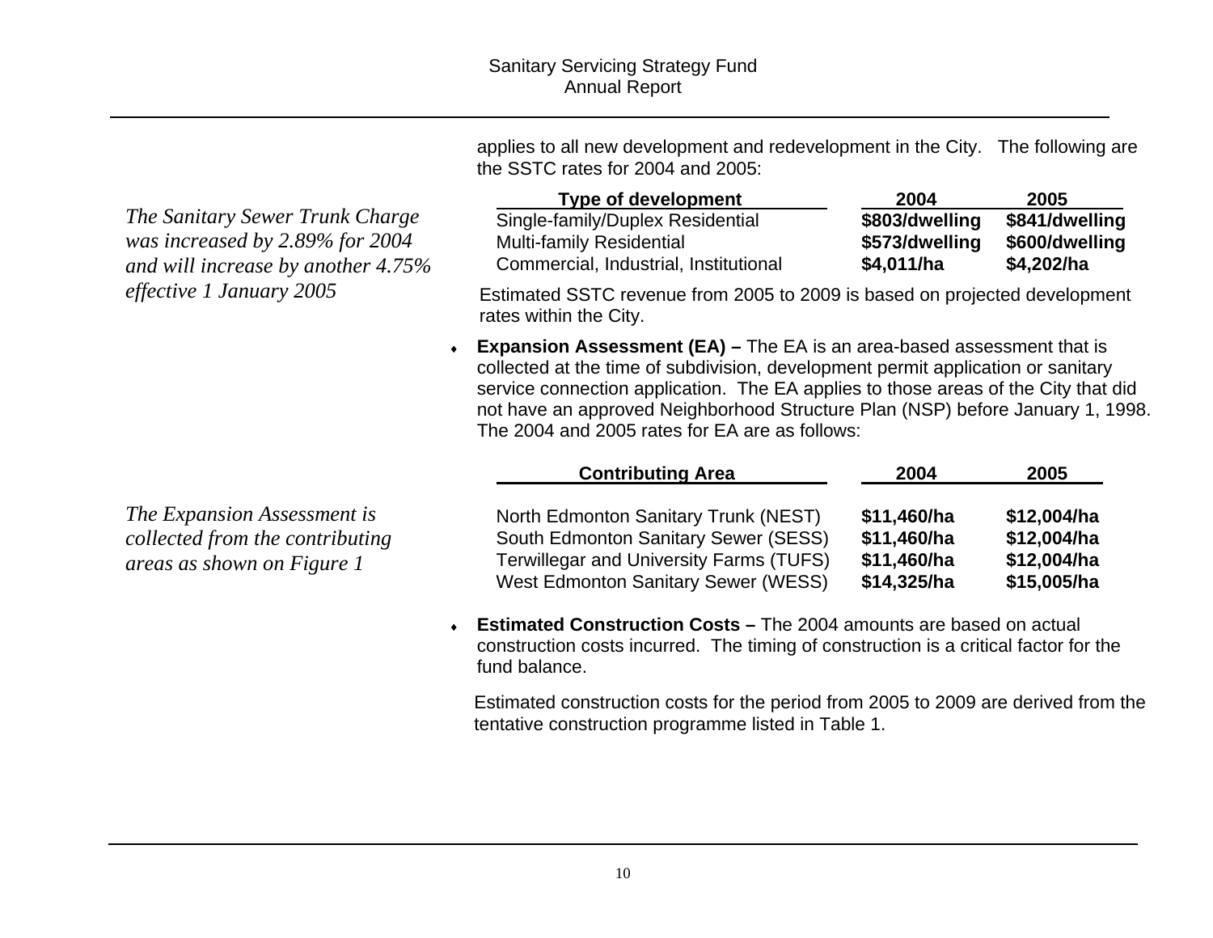*The Sanitary Sewer Trunk Charge was increased by 2.89% for 2004 and will increase by another 4.75% effective 1 January 2005*

applies to all new development and redevelopment in the City. The following are the SSTC rates for 2004 and 2005:

| Type of development | 2004 | 2005 |
|---|---|---|
| Single-family/Duplex Residential | **\$803/dwelling** | **\$841/dwelling** |
| Multi-family Residential | **\$573/dwelling** | **\$600/dwelling** |
| Commercial, Industrial, Institutional | **\$4,011/ha** | **\$4,202/ha** |

Estimated SSTC revenue from 2005 to 2009 is based on projected development rates within the City.

- **Expansion Assessment (EA) –** The EA is an area-based assessment that is collected at the time of subdivision, development permit application or sanitary service connection application. The EA applies to those areas of the City that did not have an approved Neighborhood Structure Plan (NSP) before January 1, 1998. The 2004 and 2005 rates for EA are as follows:

*The Expansion Assessment is collected from the contributing areas as shown on Figure 1*

| Contributing Area | 2004 | 2005 |
|---|---|---|
| North Edmonton Sanitary Trunk (NEST) | **\$11,460/ha** | **\$12,004/ha** |
| South Edmonton Sanitary Sewer (SESS) | **\$11,460/ha** | **\$12,004/ha** |
| Terwillegar and University Farms (TUFS) | **\$11,460/ha** | **\$12,004/ha** |
| West Edmonton Sanitary Sewer (WESS) | **\$14,325/ha** | **\$15,005/ha** |

- **Estimated Construction Costs –** The 2004 amounts are based on actual construction costs incurred. The timing of construction is a critical factor for the fund balance.

  Estimated construction costs for the period from 2005 to 2009 are derived from the tentative construction programme listed in Table 1.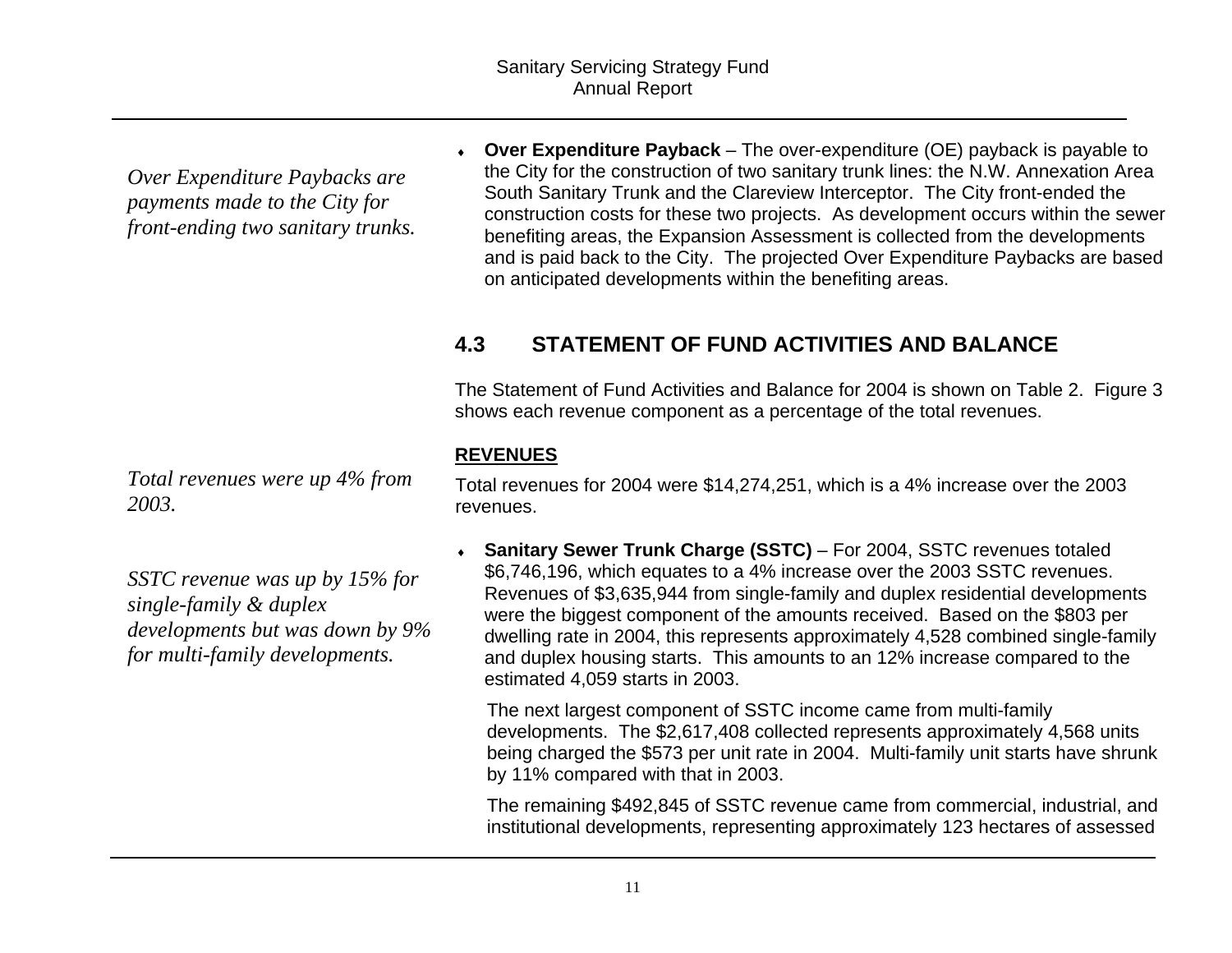*Over Expenditure Paybacks are payments made to the City for front-ending two sanitary trunks.*

- **Over Expenditure Payback** – The over-expenditure (OE) payback is payable to the City for the construction of two sanitary trunk lines: the N.W. Annexation Area South Sanitary Trunk and the Clareview Interceptor. The City front-ended the construction costs for these two projects. As development occurs within the sewer benefiting areas, the Expansion Assessment is collected from the developments and is paid back to the City. The projected Over Expenditure Paybacks are based on anticipated developments within the benefiting areas.

## 4.3 STATEMENT OF FUND ACTIVITIES AND BALANCE

The Statement of Fund Activities and Balance for 2004 is shown on Table 2. Figure 3 shows each revenue component as a percentage of the total revenues.

**REVENUES**

*Total revenues were up 4% from 2003.*

Total revenues for 2004 were $14,274,251, which is a 4% increase over the 2003 revenues.

*SSTC revenue was up by 15% for single-family & duplex developments but was down by 9% for multi-family developments.*

- **Sanitary Sewer Trunk Charge (SSTC)** – For 2004, SSTC revenues totaled $6,746,196, which equates to a 4% increase over the 2003 SSTC revenues. Revenues of $3,635,944 from single-family and duplex residential developments were the biggest component of the amounts received. Based on the $803 per dwelling rate in 2004, this represents approximately 4,528 combined single-family and duplex housing starts. This amounts to an 12% increase compared to the estimated 4,059 starts in 2003.

  The next largest component of SSTC income came from multi-family developments. The $2,617,408 collected represents approximately 4,568 units being charged the $573 per unit rate in 2004. Multi-family unit starts have shrunk by 11% compared with that in 2003.

  The remaining $492,845 of SSTC revenue came from commercial, industrial, and institutional developments, representing approximately 123 hectares of assessed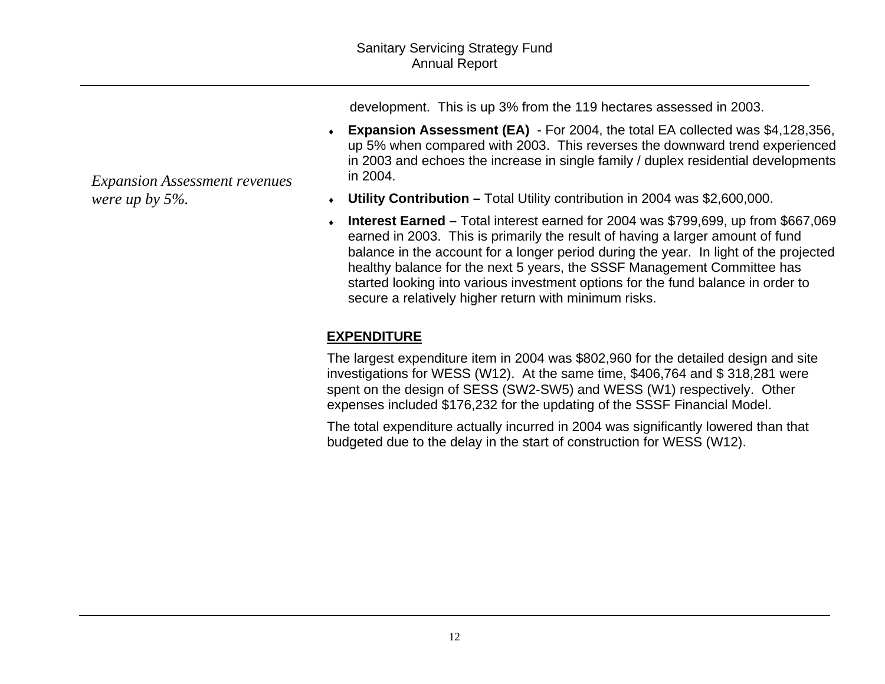development. This is up 3% from the 119 hectares assessed in 2003.

*Expansion Assessment revenues were up by 5%.*

- **Expansion Assessment (EA)** - For 2004, the total EA collected was $4,128,356, up 5% when compared with 2003. This reverses the downward trend experienced in 2003 and echoes the increase in single family / duplex residential developments in 2004.
- **Utility Contribution –** Total Utility contribution in 2004 was $2,600,000.
- **Interest Earned –** Total interest earned for 2004 was $799,699, up from $667,069 earned in 2003. This is primarily the result of having a larger amount of fund balance in the account for a longer period during the year. In light of the projected healthy balance for the next 5 years, the SSSF Management Committee has started looking into various investment options for the fund balance in order to secure a relatively higher return with minimum risks.

## EXPENDITURE

The largest expenditure item in 2004 was $802,960 for the detailed design and site investigations for WESS (W12). At the same time, $406,764 and $ 318,281 were spent on the design of SESS (SW2-SW5) and WESS (W1) respectively. Other expenses included $176,232 for the updating of the SSSF Financial Model.

The total expenditure actually incurred in 2004 was significantly lowered than that budgeted due to the delay in the start of construction for WESS (W12).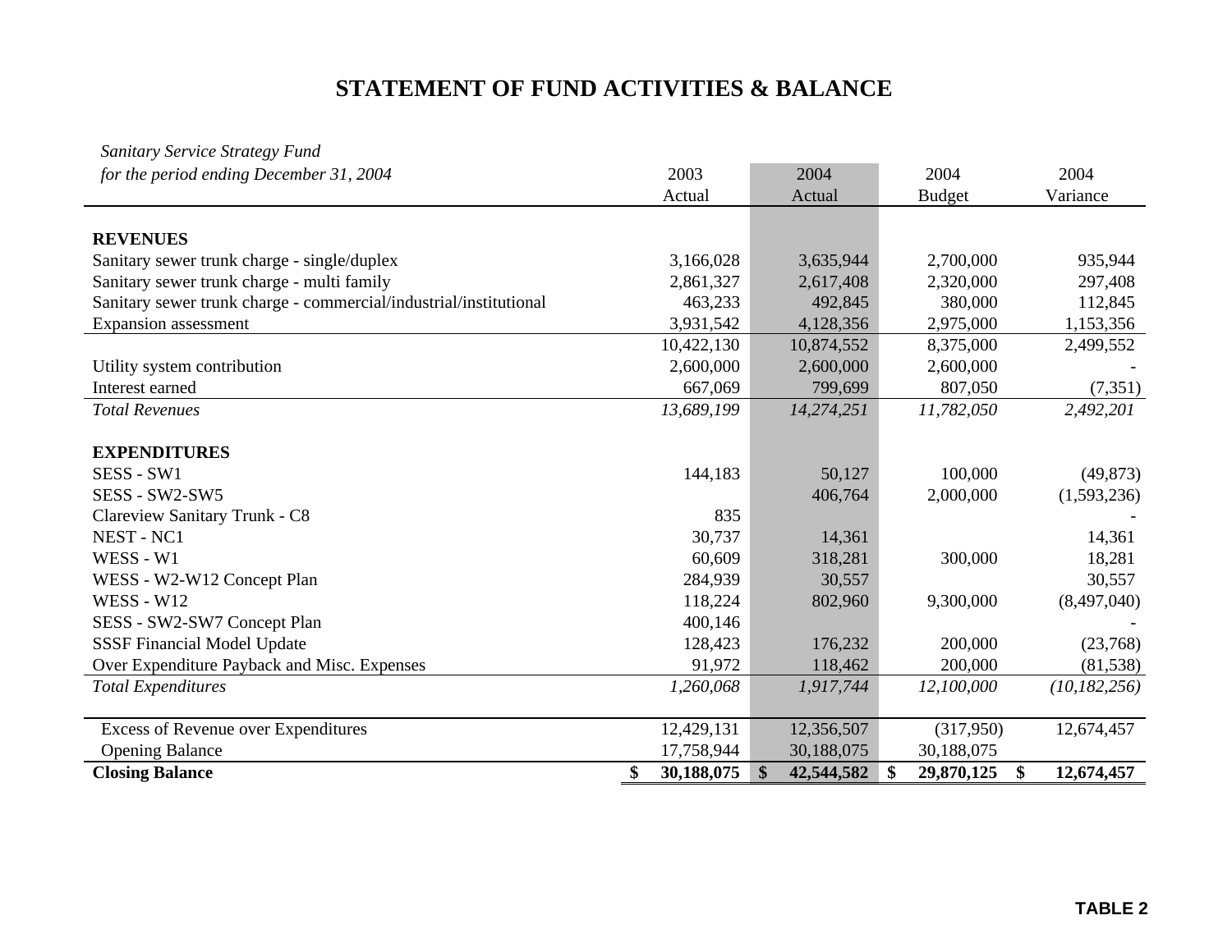# STATEMENT OF FUND ACTIVITIES & BALANCE

| *Sanitary Service Strategy Fund* *for the period ending December 31, 2004* | 2003 Actual | 2004 Actual | 2004 Budget | 2004 Variance |
|---|---|---|---|---|
| **REVENUES** | | | | |
| Sanitary sewer trunk charge - single/duplex | 3,166,028 | 3,635,944 | 2,700,000 | 935,944 |
| Sanitary sewer trunk charge - multi family | 2,861,327 | 2,617,408 | 2,320,000 | 297,408 |
| Sanitary sewer trunk charge - commercial/industrial/institutional | 463,233 | 492,845 | 380,000 | 112,845 |
| Expansion assessment | 3,931,542 | 4,128,356 | 2,975,000 | 1,153,356 |
| | 10,422,130 | 10,874,552 | 8,375,000 | 2,499,552 |
| Utility system contribution | 2,600,000 | 2,600,000 | 2,600,000 | - |
| Interest earned | 667,069 | 799,699 | 807,050 | (7,351) |
| *Total Revenues* | *13,689,199* | *14,274,251* | *11,782,050* | *2,492,201* |
| **EXPENDITURES** | | | | |
| SESS - SW1 | 144,183 | 50,127 | 100,000 | (49,873) |
| SESS - SW2-SW5 | | 406,764 | 2,000,000 | (1,593,236) |
| Clareview Sanitary Trunk - C8 | 835 | | | - |
| NEST - NC1 | 30,737 | 14,361 | | 14,361 |
| WESS - W1 | 60,609 | 318,281 | 300,000 | 18,281 |
| WESS - W2-W12 Concept Plan | 284,939 | 30,557 | | 30,557 |
| WESS - W12 | 118,224 | 802,960 | 9,300,000 | (8,497,040) |
| SESS - SW2-SW7 Concept Plan | 400,146 | | | - |
| SSSF Financial Model Update | 128,423 | 176,232 | 200,000 | (23,768) |
| Over Expenditure Payback and Misc. Expenses | 91,972 | 118,462 | 200,000 | (81,538) |
| *Total Expenditures* | *1,260,068* | *1,917,744* | *12,100,000* | *(10,182,256)* |
| Excess of Revenue over Expenditures | 12,429,131 | 12,356,507 | (317,950) | 12,674,457 |
| Opening Balance | 17,758,944 | 30,188,075 | 30,188,075 | |
| **Closing Balance** | **$ 30,188,075** | **$ 42,544,582** | **$ 29,870,125** | **$ 12,674,457** |

**TABLE 2**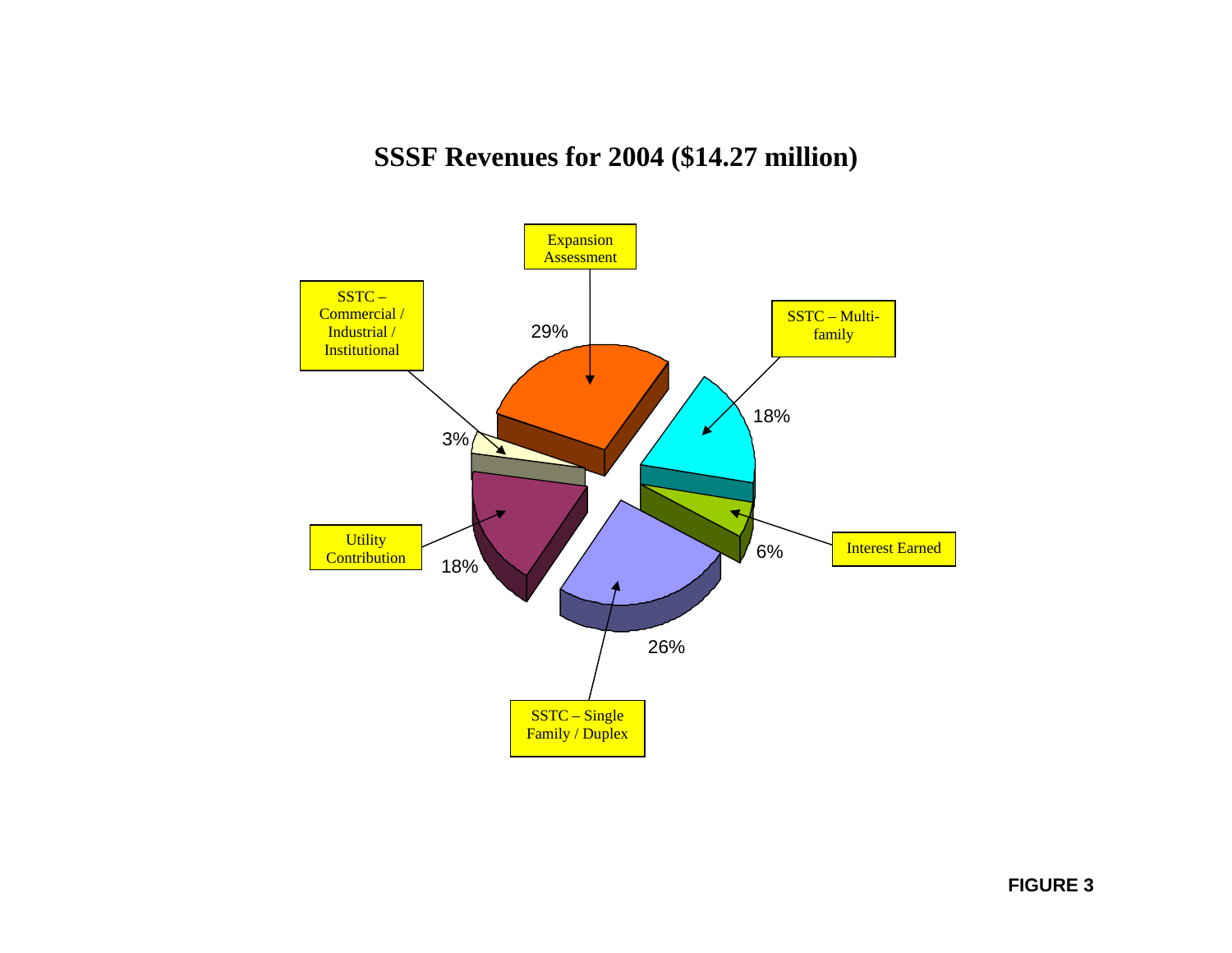## SSSF Revenues for 2004 ($14.27 million)

Expansion Assessment

29%

SSTC – Commercial / Industrial / Institutional

3%

SSTC – Multi-family

18%

Interest Earned

6%

Utility Contribution

18%

SSTC – Single Family / Duplex

26%

FIGURE 3